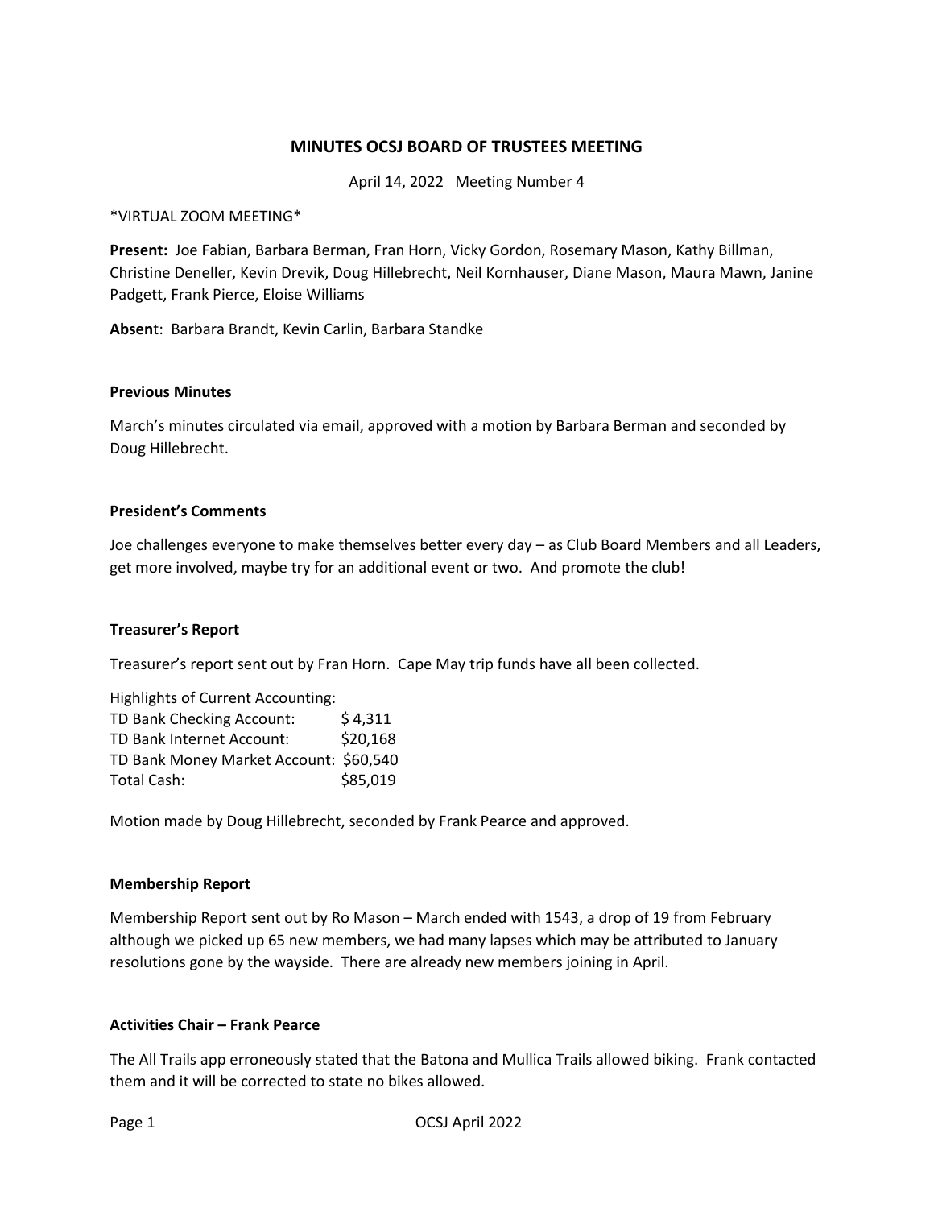# MINUTES OCSJ BOARD OF TRUSTEES MEETING

April 14, 2022 Meeting Number 4

*VIRTUAL ZOOM MEETING*

**Present:** Joe Fabian, Barbara Berman, Fran Horn, Vicky Gordon, Rosemary Mason, Kathy Billman, Christine Deneller, Kevin Drevik, Doug Hillebrecht, Neil Kornhauser, Diane Mason, Maura Mawn, Janine Padgett, Frank Pierce, Eloise Williams

**Absen**t: Barbara Brandt, Kevin Carlin, Barbara Standke

### Previous Minutes

March's minutes circulated via email, approved with a motion by Barbara Berman and seconded by Doug Hillebrecht.

### President's Comments

Joe challenges everyone to make themselves better every day – as Club Board Members and all Leaders, get more involved, maybe try for an additional event or two. And promote the club!

### Treasurer's Report

Treasurer's report sent out by Fran Horn. Cape May trip funds have all been collected.

| Highlights of Current Accounting: | |
|---|---|
| TD Bank Checking Account: | $ 4,311 |
| TD Bank Internet Account: | $20,168 |
| TD Bank Money Market Account: | $60,540 |
| Total Cash: | $85,019 |

Motion made by Doug Hillebrecht, seconded by Frank Pearce and approved.

### Membership Report

Membership Report sent out by Ro Mason – March ended with 1543, a drop of 19 from February although we picked up 65 new members, we had many lapses which may be attributed to January resolutions gone by the wayside. There are already new members joining in April.

### Activities Chair – Frank Pearce

The All Trails app erroneously stated that the Batona and Mullica Trails allowed biking. Frank contacted them and it will be corrected to state no bikes allowed.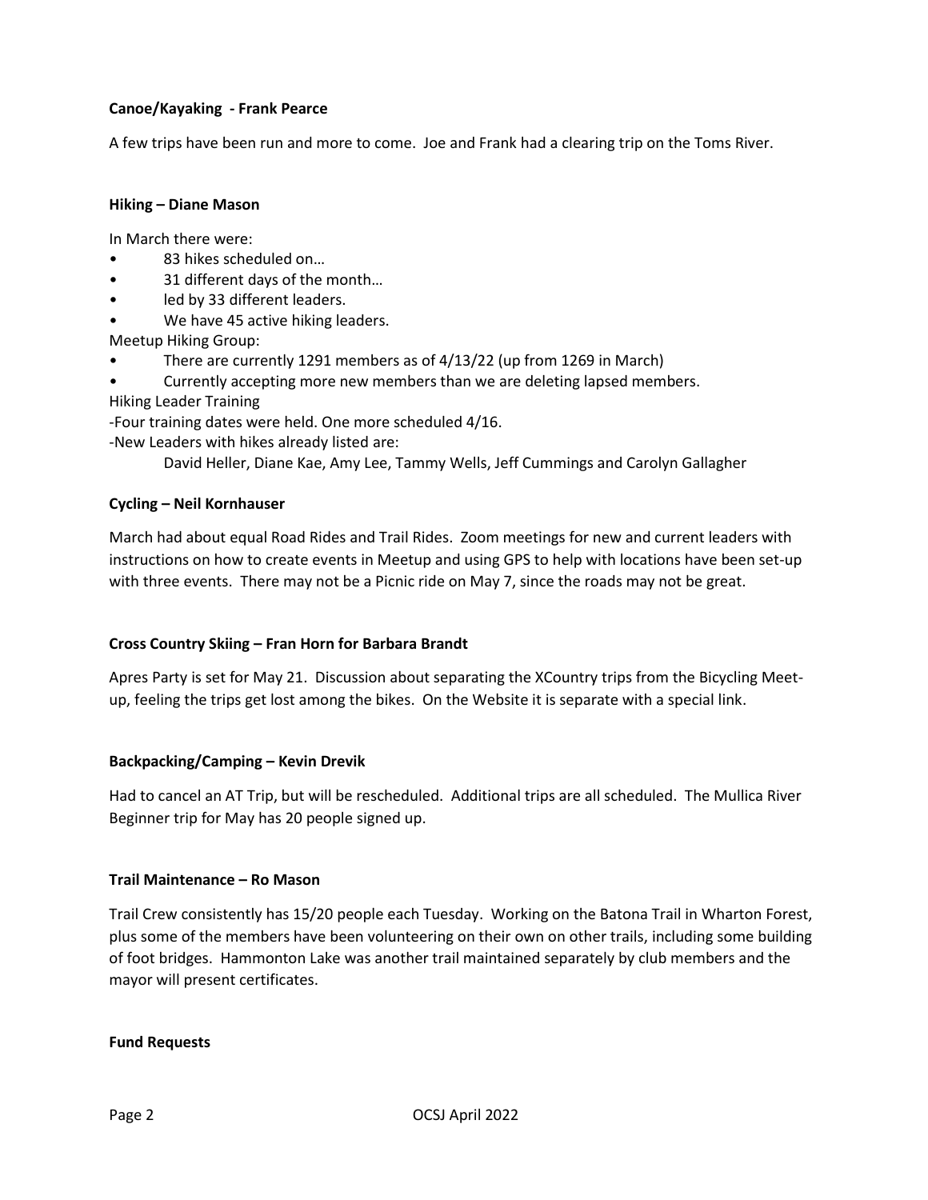**Canoe/Kayaking - Frank Pearce**

A few trips have been run and more to come. Joe and Frank had a clearing trip on the Toms River.

**Hiking – Diane Mason**

In March there were:

- 83 hikes scheduled on…
- 31 different days of the month…
- led by 33 different leaders.
- We have 45 active hiking leaders.

Meetup Hiking Group:

- There are currently 1291 members as of 4/13/22 (up from 1269 in March)
- Currently accepting more new members than we are deleting lapsed members.

Hiking Leader Training

-Four training dates were held. One more scheduled 4/16.

-New Leaders with hikes already listed are:

David Heller, Diane Kae, Amy Lee, Tammy Wells, Jeff Cummings and Carolyn Gallagher

**Cycling – Neil Kornhauser**

March had about equal Road Rides and Trail Rides. Zoom meetings for new and current leaders with instructions on how to create events in Meetup and using GPS to help with locations have been set-up with three events. There may not be a Picnic ride on May 7, since the roads may not be great.

**Cross Country Skiing – Fran Horn for Barbara Brandt**

Apres Party is set for May 21. Discussion about separating the XCountry trips from the Bicycling Meet-up, feeling the trips get lost among the bikes. On the Website it is separate with a special link.

**Backpacking/Camping – Kevin Drevik**

Had to cancel an AT Trip, but will be rescheduled. Additional trips are all scheduled. The Mullica River Beginner trip for May has 20 people signed up.

**Trail Maintenance – Ro Mason**

Trail Crew consistently has 15/20 people each Tuesday. Working on the Batona Trail in Wharton Forest, plus some of the members have been volunteering on their own on other trails, including some building of foot bridges. Hammonton Lake was another trail maintained separately by club members and the mayor will present certificates.

**Fund Requests**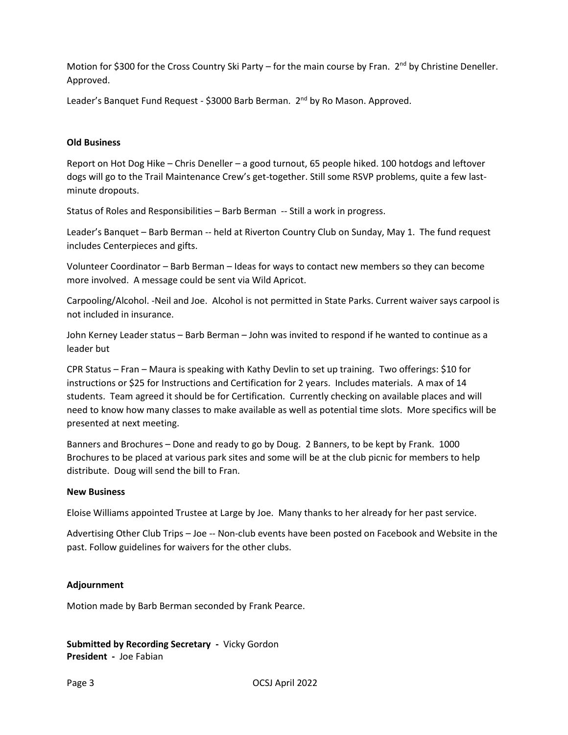Motion for $300 for the Cross Country Ski Party – for the main course by Fran. 2nd by Christine Deneller. Approved.

Leader's Banquet Fund Request - $3000 Barb Berman. 2nd by Ro Mason. Approved.

**Old Business**

Report on Hot Dog Hike – Chris Deneller – a good turnout, 65 people hiked. 100 hotdogs and leftover dogs will go to the Trail Maintenance Crew's get-together. Still some RSVP problems, quite a few last-minute dropouts.

Status of Roles and Responsibilities – Barb Berman -- Still a work in progress.

Leader's Banquet – Barb Berman -- held at Riverton Country Club on Sunday, May 1. The fund request includes Centerpieces and gifts.

Volunteer Coordinator – Barb Berman – Ideas for ways to contact new members so they can become more involved. A message could be sent via Wild Apricot.

Carpooling/Alcohol. -Neil and Joe. Alcohol is not permitted in State Parks. Current waiver says carpool is not included in insurance.

John Kerney Leader status – Barb Berman – John was invited to respond if he wanted to continue as a leader but

CPR Status – Fran – Maura is speaking with Kathy Devlin to set up training. Two offerings: $10 for instructions or $25 for Instructions and Certification for 2 years. Includes materials. A max of 14 students. Team agreed it should be for Certification. Currently checking on available places and will need to know how many classes to make available as well as potential time slots. More specifics will be presented at next meeting.

Banners and Brochures – Done and ready to go by Doug. 2 Banners, to be kept by Frank. 1000 Brochures to be placed at various park sites and some will be at the club picnic for members to help distribute. Doug will send the bill to Fran.

**New Business**

Eloise Williams appointed Trustee at Large by Joe. Many thanks to her already for her past service.

Advertising Other Club Trips – Joe -- Non-club events have been posted on Facebook and Website in the past. Follow guidelines for waivers for the other clubs.

**Adjournment**

Motion made by Barb Berman seconded by Frank Pearce.

**Submitted by Recording Secretary -** Vicky Gordon
**President -** Joe Fabian